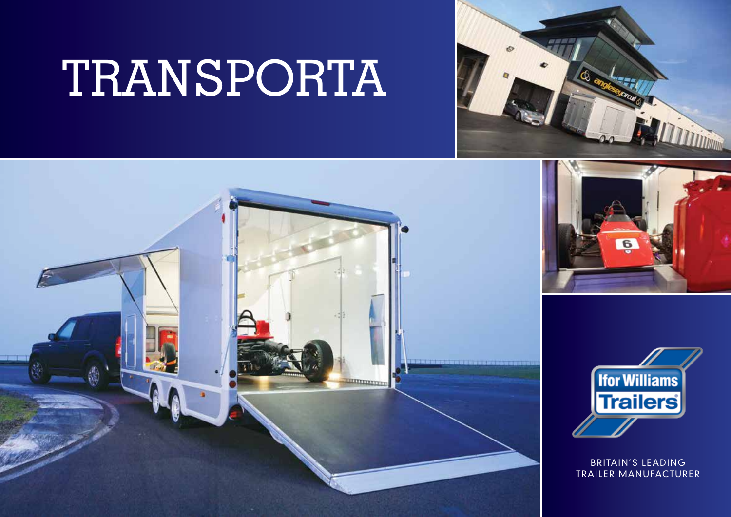# TRANSPORTA

Ifor Williams Trailers

BRITAIN'S LEADING TRAILER MANUFACTURER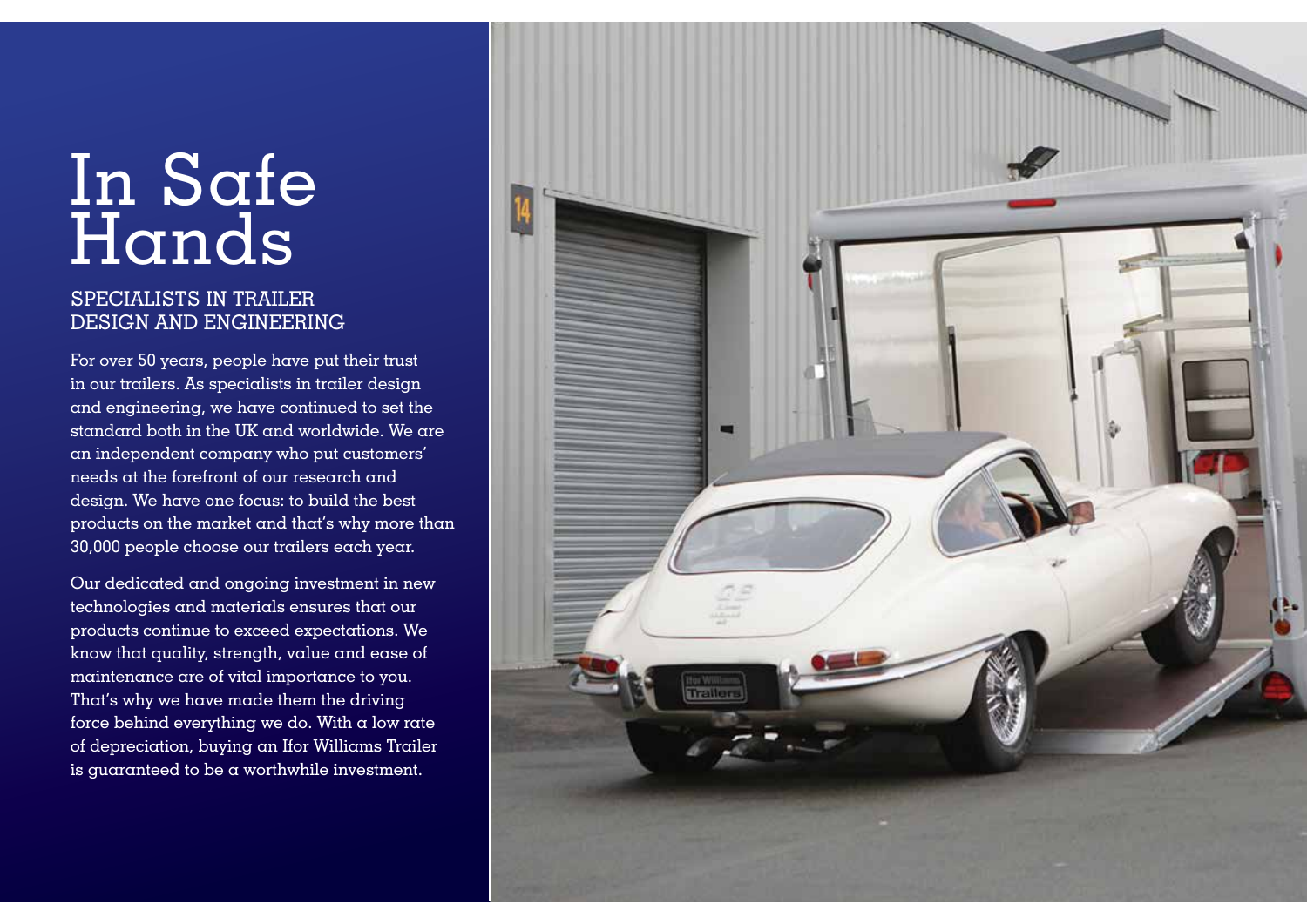# In Safe Hands

## SPECIALISTS IN TRAILER DESIGN AND ENGINEERING

For over 50 years, people have put their trust in our trailers. As specialists in trailer design and engineering, we have continued to set the standard both in the UK and worldwide. We are an independent company who put customers' needs at the forefront of our research and design. We have one focus: to build the best products on the market and that's why more than 30,000 people choose our trailers each year.

Our dedicated and ongoing investment in new technologies and materials ensures that our products continue to exceed expectations. We know that quality, strength, value and ease of maintenance are of vital importance to you. That's why we have made them the driving force behind everything we do. With a low rate of depreciation, buying an Ifor Williams Trailer is guaranteed to be a worthwhile investment.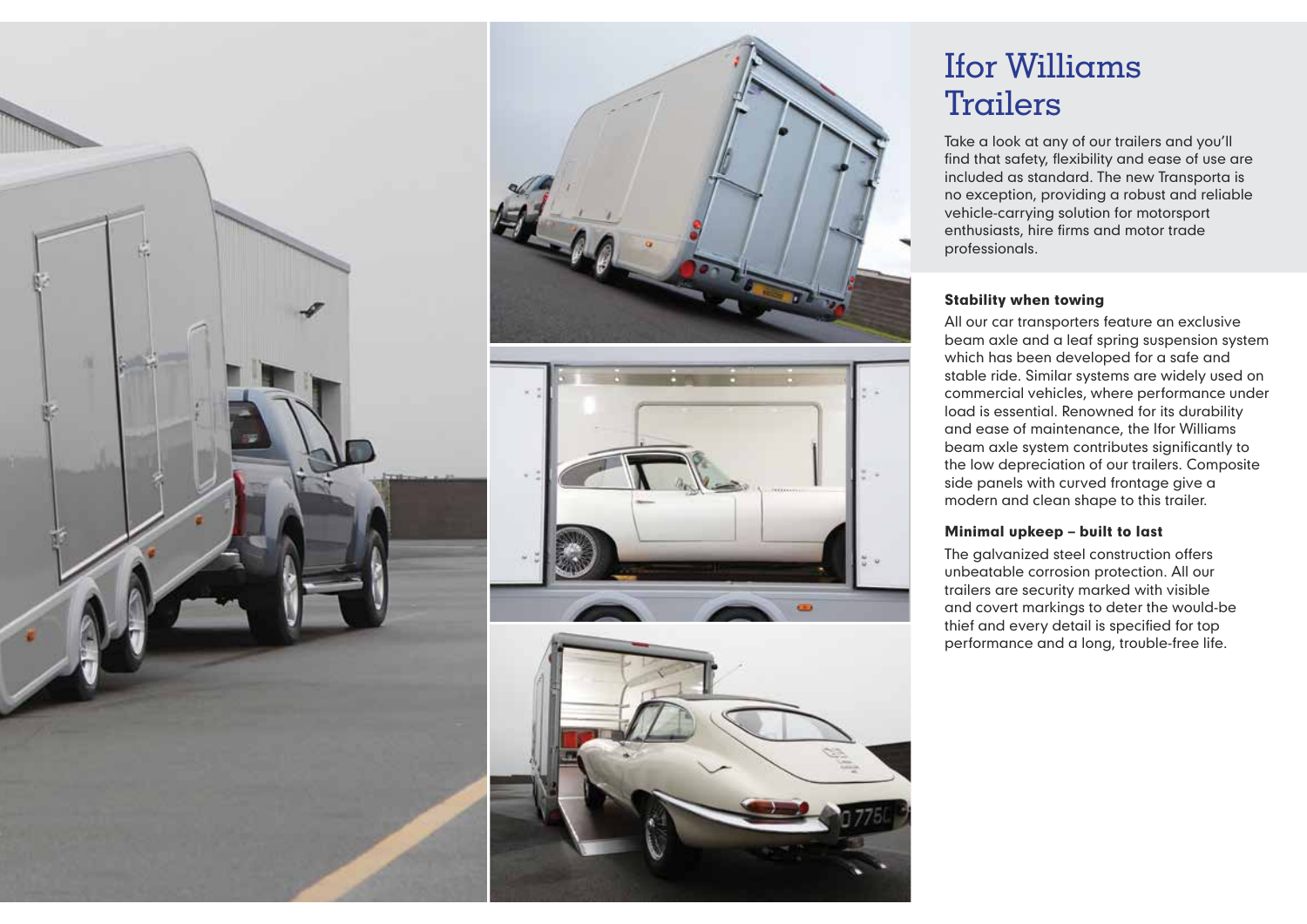# Ifor Williams Trailers

Take a look at any of our trailers and you'll find that safety, flexibility and ease of use are included as standard. The new Transporta is no exception, providing a robust and reliable vehicle-carrying solution for motorsport enthusiasts, hire firms and motor trade professionals.

### Stability when towing

All our car transporters feature an exclusive beam axle and a leaf spring suspension system which has been developed for a safe and stable ride. Similar systems are widely used on commercial vehicles, where performance under load is essential. Renowned for its durability and ease of maintenance, the Ifor Williams beam axle system contributes significantly to the low depreciation of our trailers. Composite side panels with curved frontage give a modern and clean shape to this trailer.

### Minimal upkeep – built to last

The galvanized steel construction offers unbeatable corrosion protection. All our trailers are security marked with visible and covert markings to deter the would-be thief and every detail is specified for top performance and a long, trouble-free life.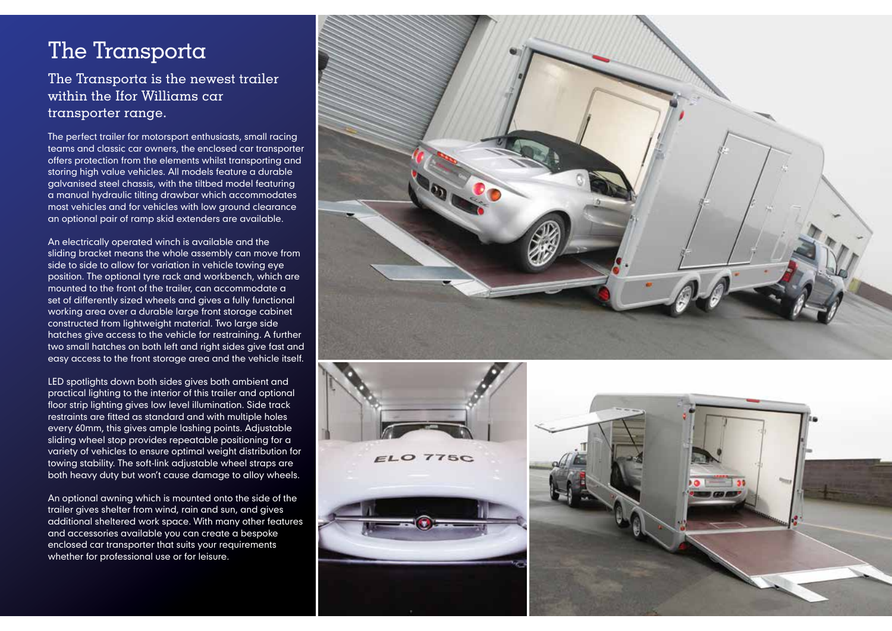# The Transporta

## The Transporta is the newest trailer within the Ifor Williams car transporter range.

The perfect trailer for motorsport enthusiasts, small racing teams and classic car owners, the enclosed car transporter offers protection from the elements whilst transporting and storing high value vehicles. All models feature a durable galvanised steel chassis, with the tiltbed model featuring a manual hydraulic tilting drawbar which accommodates most vehicles and for vehicles with low ground clearance an optional pair of ramp skid extenders are available.

An electrically operated winch is available and the sliding bracket means the whole assembly can move from side to side to allow for variation in vehicle towing eye position. The optional tyre rack and workbench, which are mounted to the front of the trailer, can accommodate a set of differently sized wheels and gives a fully functional working area over a durable large front storage cabinet constructed from lightweight material. Two large side hatches give access to the vehicle for restraining. A further two small hatches on both left and right sides give fast and easy access to the front storage area and the vehicle itself.

LED spotlights down both sides gives both ambient and practical lighting to the interior of this trailer and optional floor strip lighting gives low level illumination. Side track restraints are fitted as standard and with multiple holes every 60mm, this gives ample lashing points. Adjustable sliding wheel stop provides repeatable positioning for a variety of vehicles to ensure optimal weight distribution for towing stability. The soft-link adjustable wheel straps are both heavy duty but won't cause damage to alloy wheels.

An optional awning which is mounted onto the side of the trailer gives shelter from wind, rain and sun, and gives additional sheltered work space. With many other features and accessories available you can create a bespoke enclosed car transporter that suits your requirements whether for professional use or for leisure.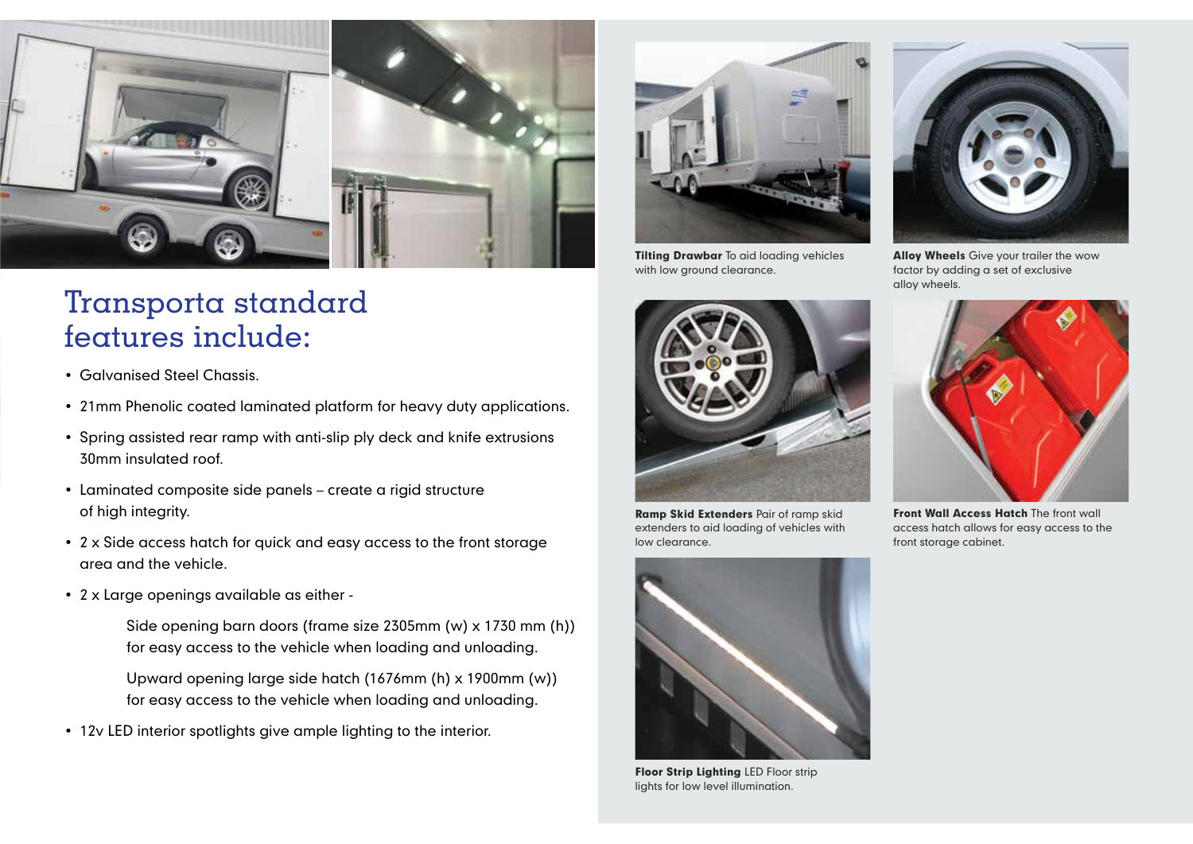# Transporta standard features include:

- Galvanised Steel Chassis.
- 21mm Phenolic coated laminated platform for heavy duty applications.
- Spring assisted rear ramp with anti-slip ply deck and knife extrusions 30mm insulated roof.
- Laminated composite side panels – create a rigid structure of high integrity.
- 2 x Side access hatch for quick and easy access to the front storage area and the vehicle.
- 2 x Large openings available as either -

  Side opening barn doors (frame size 2305mm (w) x 1730 mm (h)) for easy access to the vehicle when loading and unloading.

  Upward opening large side hatch (1676mm (h) x 1900mm (w)) for easy access to the vehicle when loading and unloading.
- 12v LED interior spotlights give ample lighting to the interior.

**Tilting Drawbar** To aid loading vehicles with low ground clearance.

**Alloy Wheels** Give your trailer the wow factor by adding a set of exclusive alloy wheels.

**Ramp Skid Extenders** Pair of ramp skid extenders to aid loading of vehicles with low clearance.

**Front Wall Access Hatch** The front wall access hatch allows for easy access to the front storage cabinet.

**Floor Strip Lighting** LED Floor strip lights for low level illumination.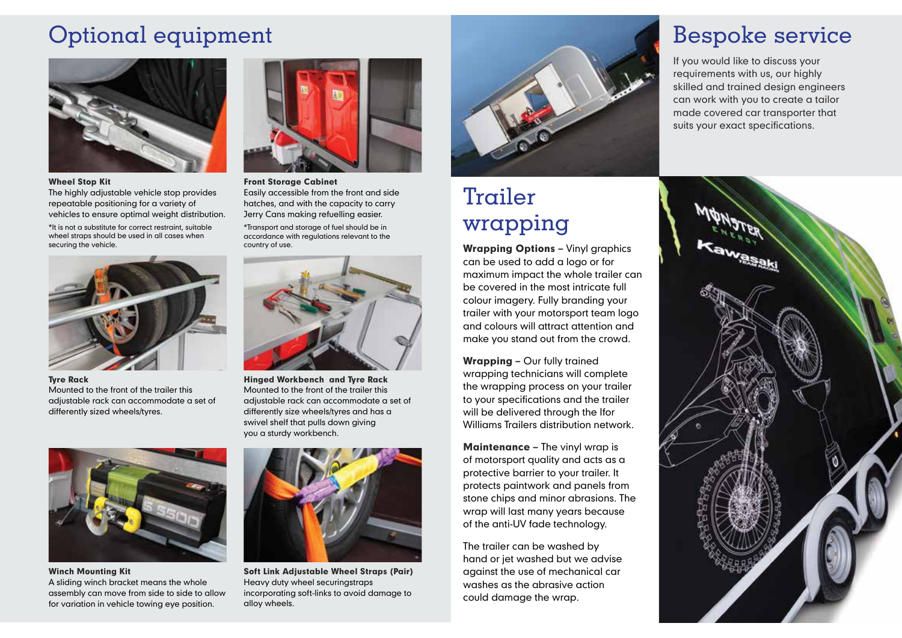# Optional equipment

**Wheel Stop Kit**
The highly adjustable vehicle stop provides repeatable positioning for a variety of vehicles to ensure optimal weight distribution.

*It is not a substitute for correct restraint, suitable wheel straps should be used in all cases when securing the vehicle.

**Front Storage Cabinet**
Easily accessible from the front and side hatches, and with the capacity to carry Jerry Cans making refuelling easier.

*Transport and storage of fuel should be in accordance with regulations relevant to the country of use.

**Tyre Rack**
Mounted to the front of the trailer this adjustable rack can accommodate a set of differently sized wheels/tyres.

**Hinged Workbench and Tyre Rack**
Mounted to the front of the trailer this adjustable rack can accommodate a set of differently size wheels/tyres and has a swivel shelf that pulls down giving you a sturdy workbench.

**Winch Mounting Kit**
A sliding winch bracket means the whole assembly can move from side to side to allow for variation in vehicle towing eye position.

**Soft Link Adjustable Wheel Straps (Pair)**
Heavy duty wheel securingstraps incorporating soft-links to avoid damage to alloy wheels.

# Trailer wrapping

**Wrapping Options –** Vinyl graphics can be used to add a logo or for maximum impact the whole trailer can be covered in the most intricate full colour imagery. Fully branding your trailer with your motorsport team logo and colours will attract attention and make you stand out from the crowd.

**Wrapping –** Our fully trained wrapping technicians will complete the wrapping process on your trailer to your specifications and the trailer will be delivered through the Ifor Williams Trailers distribution network.

**Maintenance –** The vinyl wrap is of motorsport quality and acts as a protective barrier to your trailer. It protects paintwork and panels from stone chips and minor abrasions. The wrap will last many years because of the anti-UV fade technology.

The trailer can be washed by hand or jet washed but we advise against the use of mechanical car washes as the abrasive action could damage the wrap.

# Bespoke service

If you would like to discuss your requirements with us, our highly skilled and trained design engineers can work with you to create a tailor made covered car transporter that suits your exact specifications.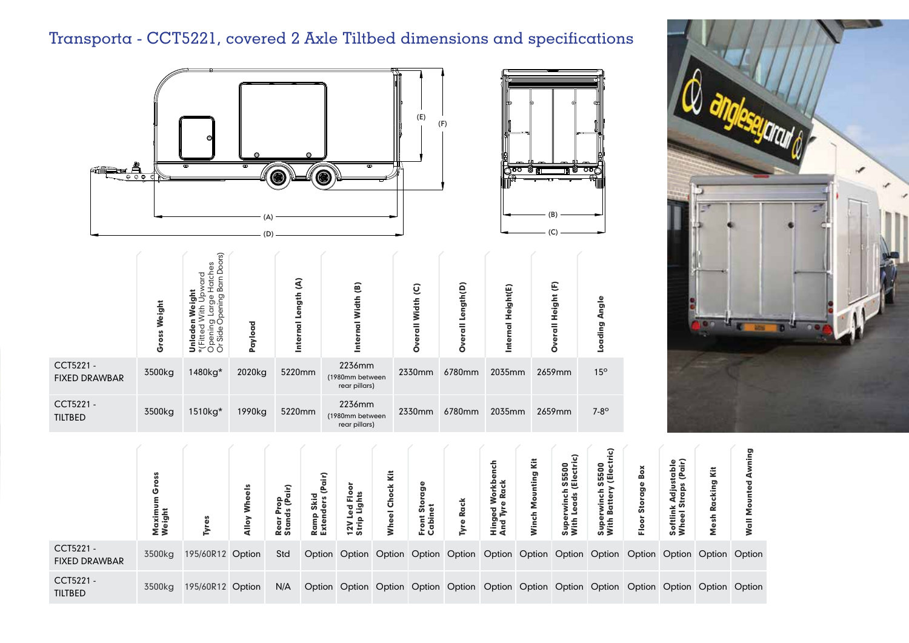# Transporta - CCT5221, covered 2 Axle Tiltbed dimensions and specifications

| | Gross Weight | Unladen Weight *(Fitted With Upward Opening Large Hatches Or Side Opening Barn Doors) | Payload | Internal Length (A) | Internal Width (B) | Overall Width (C) | Overall Length(D) | Internal Height(E) | Overall Height (F) | Loading Angle |
|---|---|---|---|---|---|---|---|---|---|---|
| CCT5221 - FIXED DRAWBAR | 3500kg | 1480kg* | 2020kg | 5220mm | 2236mm (1980mm between rear pillars) | 2330mm | 6780mm | 2035mm | 2659mm | 15° |
| CCT5221 - TILTBED | 3500kg | 1510kg* | 1990kg | 5220mm | 2236mm (1980mm between rear pillars) | 2330mm | 6780mm | 2035mm | 2659mm | 7-8° |

| | Maximum Gross Weight | Tyres | Alloy Wheels | Rear Prop Stands (Pair) | Ramp Skid Extenders (Pair) | 12V Led Floor Strip Lights | Wheel Chock Kit | Front Storage Cabinet | Tyre Rack | Hinged Workbench And Tyre Rack | Winch Mounting Kit | Superwinch S5500 With Leads (Electric) | Superwinch S5500 With Battery (Electric) | Floor Storage Box | Softlink Adjustable Wheel Straps (Pair) | Mesh Racking Kit | Wall Mounted Awning |
|---|---|---|---|---|---|---|---|---|---|---|---|---|---|---|---|---|---|
| CCT5221 - FIXED DRAWBAR | 3500kg | 195/60R12 | Option | Std | Option | Option | Option | Option | Option | Option | Option | Option | Option | Option | Option | Option | Option |
| CCT5221 - TILTBED | 3500kg | 195/60R12 | Option | N/A | Option | Option | Option | Option | Option | Option | Option | Option | Option | Option | Option | Option | Option |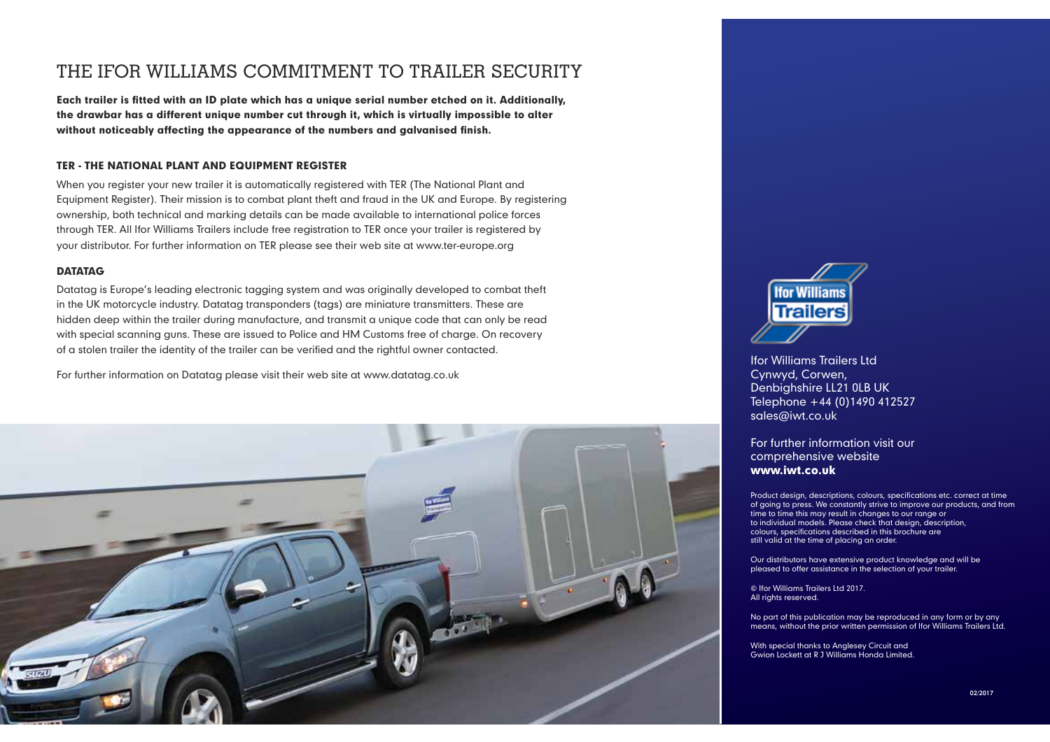# THE IFOR WILLIAMS COMMITMENT TO TRAILER SECURITY

**Each trailer is fitted with an ID plate which has a unique serial number etched on it. Additionally, the drawbar has a different unique number cut through it, which is virtually impossible to alter without noticeably affecting the appearance of the numbers and galvanised finish.**

### TER - THE NATIONAL PLANT AND EQUIPMENT REGISTER

When you register your new trailer it is automatically registered with TER (The National Plant and Equipment Register). Their mission is to combat plant theft and fraud in the UK and Europe. By registering ownership, both technical and marking details can be made available to international police forces through TER. All Ifor Williams Trailers include free registration to TER once your trailer is registered by your distributor. For further information on TER please see their web site at www.ter-europe.org

### DATATAG

Datatag is Europe's leading electronic tagging system and was originally developed to combat theft in the UK motorcycle industry. Datatag transponders (tags) are miniature transmitters. These are hidden deep within the trailer during manufacture, and transmit a unique code that can only be read with special scanning guns. These are issued to Police and HM Customs free of charge. On recovery of a stolen trailer the identity of the trailer can be verified and the rightful owner contacted.

For further information on Datatag please visit their web site at www.datatag.co.uk

Ifor Williams Trailers Ltd
Cynwyd, Corwen,
Denbighshire LL21 0LB UK
Telephone +44 (0)1490 412527
sales@iwt.co.uk

For further information visit our comprehensive website
**www.iwt.co.uk**

Product design, descriptions, colours, specifications etc. correct at time of going to press. We constantly strive to improve our products, and from time to time this may result in changes to our range or to individual models. Please check that design, description, colours, specifications described in this brochure are still valid at the time of placing an order.

Our distributors have extensive product knowledge and will be pleased to offer assistance in the selection of your trailer.

© Ifor Williams Trailers Ltd 2017.
All rights reserved.

No part of this publication may be reproduced in any form or by any means, without the prior written permission of Ifor Williams Trailers Ltd.

With special thanks to Anglesey Circuit and Gwion Lockett at R J Williams Honda Limited.

02/2017